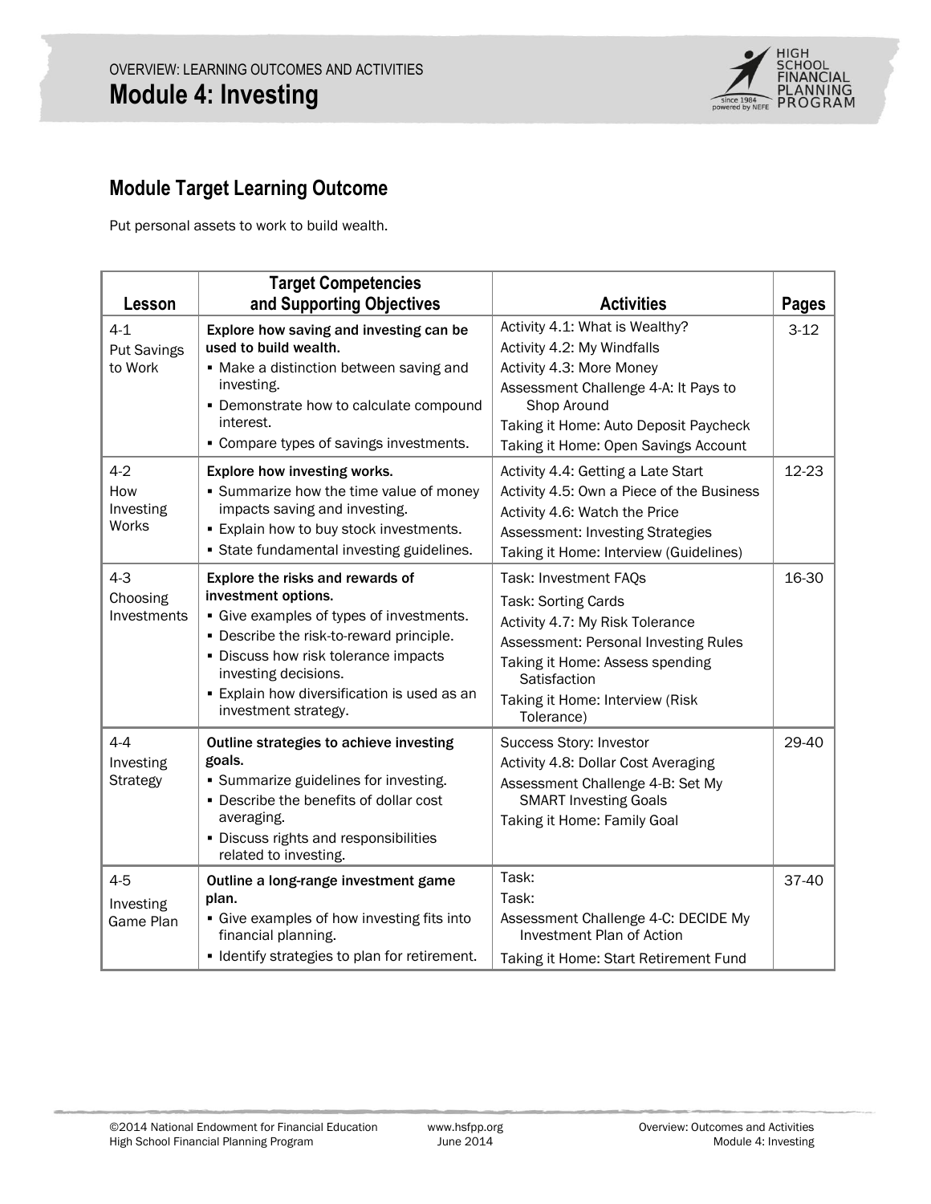OVERVIEW: LEARNING OUTCOMES AND ACTIVITIES

# Module 4: Investing

## Module Target Learning Outcome

Put personal assets to work to build wealth.

| Lesson | Target Competencies and Supporting Objectives | Activities | Pages |
|---|---|---|---|
| 4-1 Put Savings to Work | **Explore how saving and investing can be used to build wealth.**<br>▪ Make a distinction between saving and investing.<br>▪ Demonstrate how to calculate compound interest.<br>▪ Compare types of savings investments. | Activity 4.1: What is Wealthy?<br>Activity 4.2: My Windfalls<br>Activity 4.3: More Money<br>Assessment Challenge 4-A: It Pays to Shop Around<br>Taking it Home: Auto Deposit Paycheck<br>Taking it Home: Open Savings Account | 3-12 |
| 4-2 How Investing Works | **Explore how investing works.**<br>▪ Summarize how the time value of money impacts saving and investing.<br>▪ Explain how to buy stock investments.<br>▪ State fundamental investing guidelines. | Activity 4.4: Getting a Late Start<br>Activity 4.5: Own a Piece of the Business<br>Activity 4.6: Watch the Price<br>Assessment: Investing Strategies<br>Taking it Home: Interview (Guidelines) | 12-23 |
| 4-3 Choosing Investments | **Explore the risks and rewards of investment options.**<br>▪ Give examples of types of investments.<br>▪ Describe the risk-to-reward principle.<br>▪ Discuss how risk tolerance impacts investing decisions.<br>▪ Explain how diversification is used as an investment strategy. | Task: Investment FAQs<br>Task: Sorting Cards<br>Activity 4.7: My Risk Tolerance<br>Assessment: Personal Investing Rules<br>Taking it Home: Assess spending Satisfaction<br>Taking it Home: Interview (Risk Tolerance) | 16-30 |
| 4-4 Investing Strategy | **Outline strategies to achieve investing goals.**<br>▪ Summarize guidelines for investing.<br>▪ Describe the benefits of dollar cost averaging.<br>▪ Discuss rights and responsibilities related to investing. | Success Story: Investor<br>Activity 4.8: Dollar Cost Averaging<br>Assessment Challenge 4-B: Set My SMART Investing Goals<br>Taking it Home: Family Goal | 29-40 |
| 4-5 Investing Game Plan | **Outline a long-range investment game plan.**<br>▪ Give examples of how investing fits into financial planning.<br>▪ Identify strategies to plan for retirement. | Task:<br>Task:<br>Assessment Challenge 4-C: DECIDE My Investment Plan of Action<br>Taking it Home: Start Retirement Fund | 37-40 |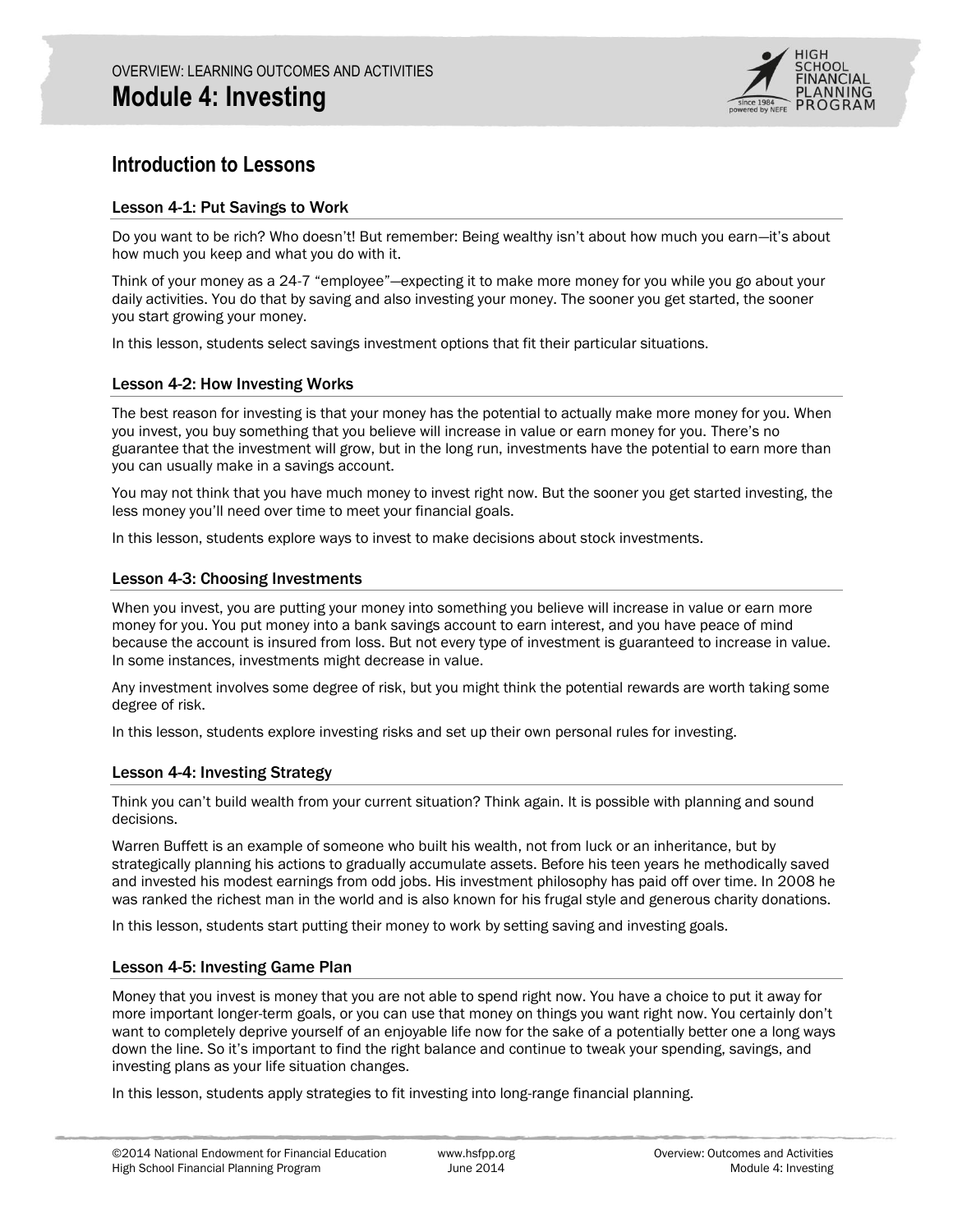OVERVIEW: LEARNING OUTCOMES AND ACTIVITIES

# Module 4: Investing

## Introduction to Lessons

### Lesson 4-1: Put Savings to Work

Do you want to be rich? Who doesn't! But remember: Being wealthy isn't about how much you earn—it's about how much you keep and what you do with it.

Think of your money as a 24-7 "employee"—expecting it to make more money for you while you go about your daily activities. You do that by saving and also investing your money. The sooner you get started, the sooner you start growing your money.

In this lesson, students select savings investment options that fit their particular situations.

### Lesson 4-2: How Investing Works

The best reason for investing is that your money has the potential to actually make more money for you. When you invest, you buy something that you believe will increase in value or earn money for you. There's no guarantee that the investment will grow, but in the long run, investments have the potential to earn more than you can usually make in a savings account.

You may not think that you have much money to invest right now. But the sooner you get started investing, the less money you'll need over time to meet your financial goals.

In this lesson, students explore ways to invest to make decisions about stock investments.

### Lesson 4-3: Choosing Investments

When you invest, you are putting your money into something you believe will increase in value or earn more money for you. You put money into a bank savings account to earn interest, and you have peace of mind because the account is insured from loss. But not every type of investment is guaranteed to increase in value. In some instances, investments might decrease in value.

Any investment involves some degree of risk, but you might think the potential rewards are worth taking some degree of risk.

In this lesson, students explore investing risks and set up their own personal rules for investing.

### Lesson 4-4: Investing Strategy

Think you can't build wealth from your current situation? Think again. It is possible with planning and sound decisions.

Warren Buffett is an example of someone who built his wealth, not from luck or an inheritance, but by strategically planning his actions to gradually accumulate assets. Before his teen years he methodically saved and invested his modest earnings from odd jobs. His investment philosophy has paid off over time. In 2008 he was ranked the richest man in the world and is also known for his frugal style and generous charity donations.

In this lesson, students start putting their money to work by setting saving and investing goals.

### Lesson 4-5: Investing Game Plan

Money that you invest is money that you are not able to spend right now. You have a choice to put it away for more important longer-term goals, or you can use that money on things you want right now. You certainly don't want to completely deprive yourself of an enjoyable life now for the sake of a potentially better one a long ways down the line. So it's important to find the right balance and continue to tweak your spending, savings, and investing plans as your life situation changes.

In this lesson, students apply strategies to fit investing into long-range financial planning.